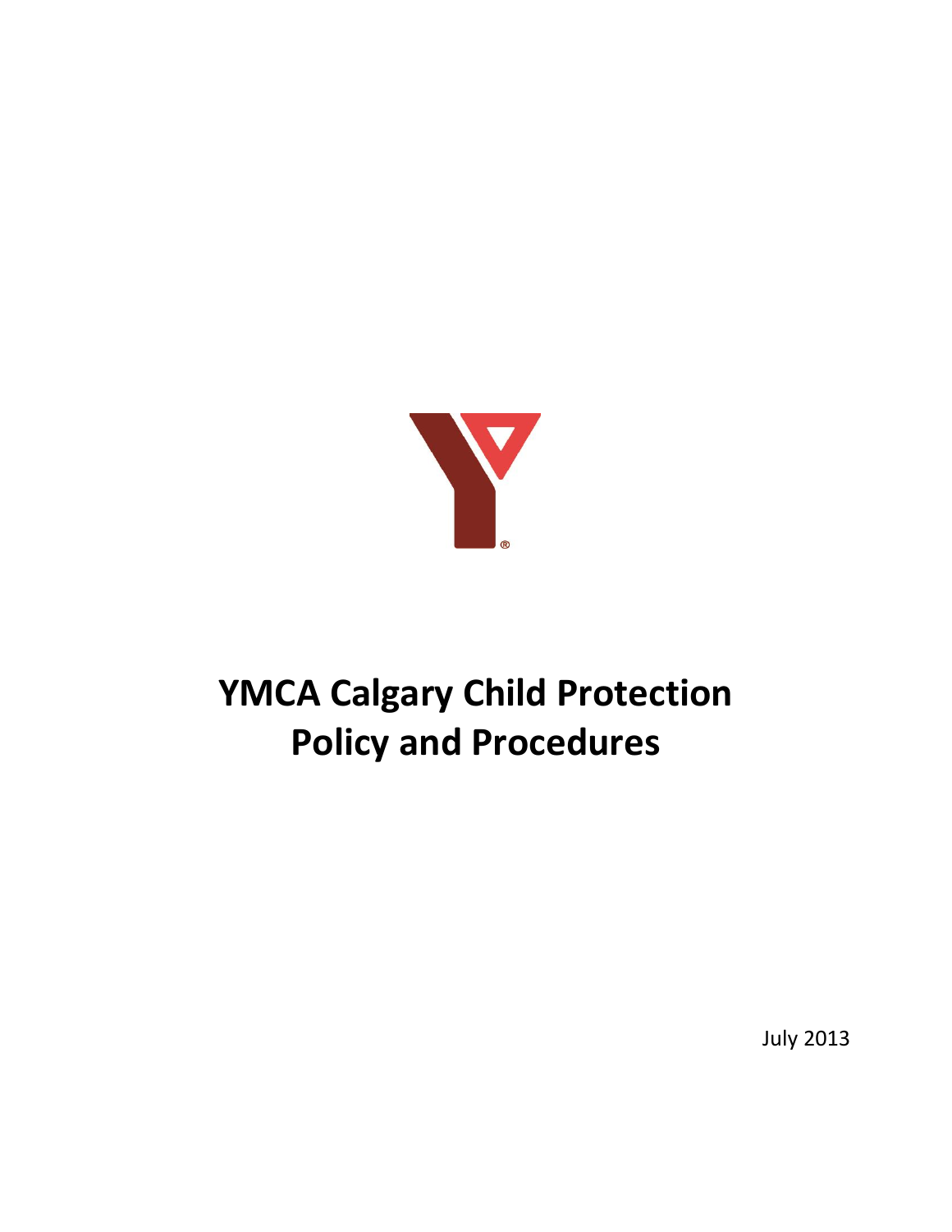# YMCA Calgary Child Protection Policy and Procedures

July 2013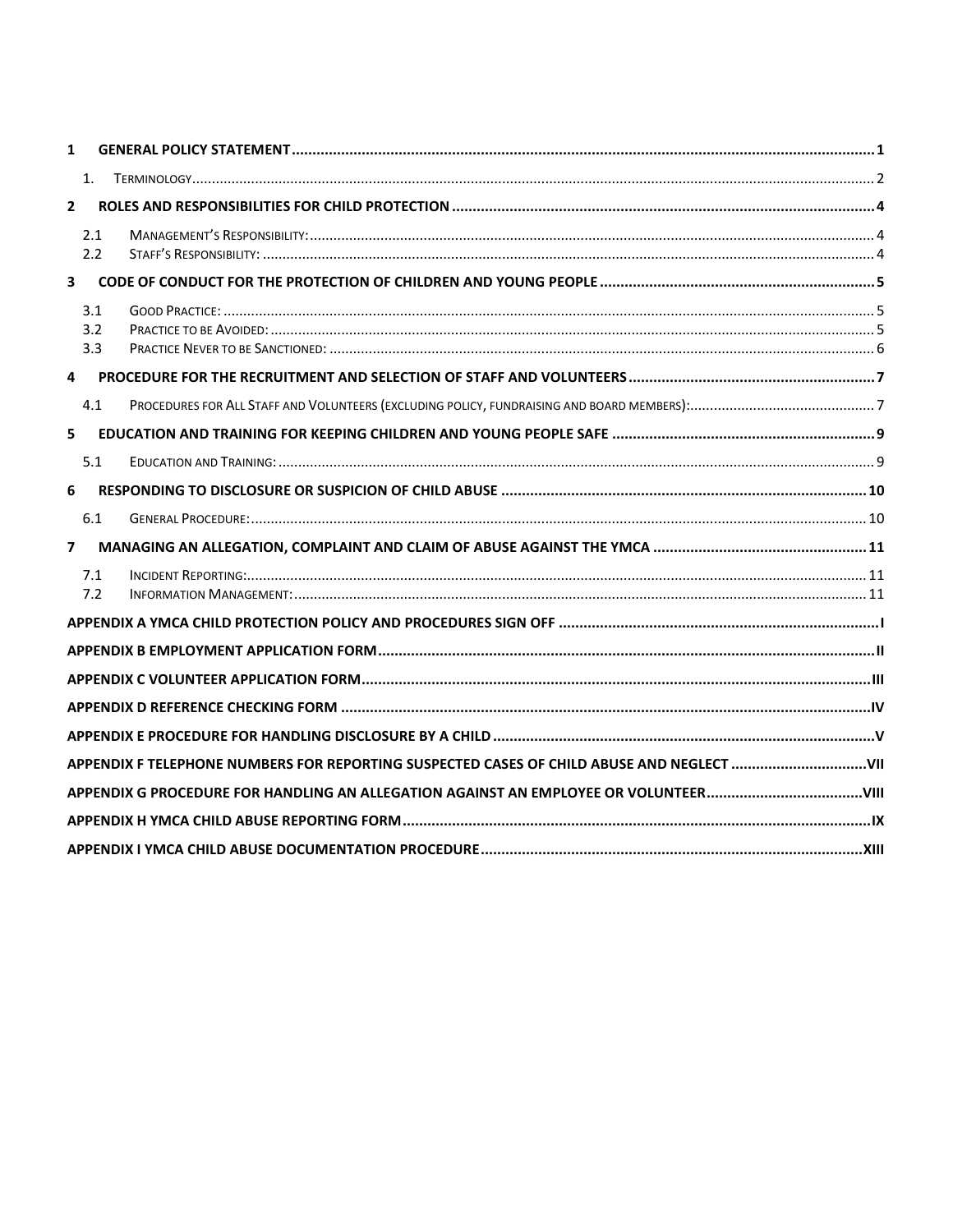1 GENERAL POLICY STATEMENT ........ 1

1. TERMINOLOGY ........ 2

2 ROLES AND RESPONSIBILITIES FOR CHILD PROTECTION ........ 4

2.1 MANAGEMENT'S RESPONSIBILITY: ........ 4

2.2 STAFF'S RESPONSIBILITY: ........ 4

3 CODE OF CONDUCT FOR THE PROTECTION OF CHILDREN AND YOUNG PEOPLE ........ 5

3.1 GOOD PRACTICE: ........ 5

3.2 PRACTICE TO BE AVOIDED: ........ 5

3.3 PRACTICE NEVER TO BE SANCTIONED: ........ 6

4 PROCEDURE FOR THE RECRUITMENT AND SELECTION OF STAFF AND VOLUNTEERS ........ 7

4.1 PROCEDURES FOR ALL STAFF AND VOLUNTEERS (EXCLUDING POLICY, FUNDRAISING AND BOARD MEMBERS): ........ 7

5 EDUCATION AND TRAINING FOR KEEPING CHILDREN AND YOUNG PEOPLE SAFE ........ 9

5.1 EDUCATION AND TRAINING: ........ 9

6 RESPONDING TO DISCLOSURE OR SUSPICION OF CHILD ABUSE ........ 10

6.1 GENERAL PROCEDURE: ........ 10

7 MANAGING AN ALLEGATION, COMPLAINT AND CLAIM OF ABUSE AGAINST THE YMCA ........ 11

7.1 INCIDENT REPORTING: ........ 11

7.2 INFORMATION MANAGEMENT: ........ 11

APPENDIX A YMCA CHILD PROTECTION POLICY AND PROCEDURES SIGN OFF ........ I

APPENDIX B EMPLOYMENT APPLICATION FORM ........ II

APPENDIX C VOLUNTEER APPLICATION FORM ........ III

APPENDIX D REFERENCE CHECKING FORM ........ IV

APPENDIX E PROCEDURE FOR HANDLING DISCLOSURE BY A CHILD ........ V

APPENDIX F TELEPHONE NUMBERS FOR REPORTING SUSPECTED CASES OF CHILD ABUSE AND NEGLECT ........ VII

APPENDIX G PROCEDURE FOR HANDLING AN ALLEGATION AGAINST AN EMPLOYEE OR VOLUNTEER ........ VIII

APPENDIX H YMCA CHILD ABUSE REPORTING FORM ........ IX

APPENDIX I YMCA CHILD ABUSE DOCUMENTATION PROCEDURE ........ XIII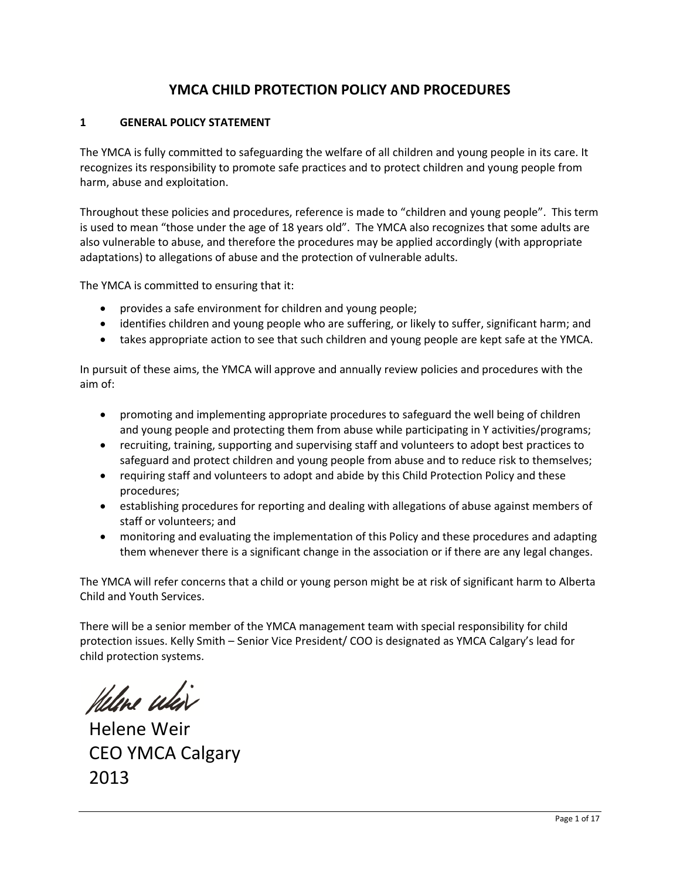# YMCA CHILD PROTECTION POLICY AND PROCEDURES

## 1 GENERAL POLICY STATEMENT

The YMCA is fully committed to safeguarding the welfare of all children and young people in its care. It recognizes its responsibility to promote safe practices and to protect children and young people from harm, abuse and exploitation.

Throughout these policies and procedures, reference is made to "children and young people". This term is used to mean "those under the age of 18 years old". The YMCA also recognizes that some adults are also vulnerable to abuse, and therefore the procedures may be applied accordingly (with appropriate adaptations) to allegations of abuse and the protection of vulnerable adults.

The YMCA is committed to ensuring that it:

- provides a safe environment for children and young people;
- identifies children and young people who are suffering, or likely to suffer, significant harm; and
- takes appropriate action to see that such children and young people are kept safe at the YMCA.

In pursuit of these aims, the YMCA will approve and annually review policies and procedures with the aim of:

- promoting and implementing appropriate procedures to safeguard the well being of children and young people and protecting them from abuse while participating in Y activities/programs;
- recruiting, training, supporting and supervising staff and volunteers to adopt best practices to safeguard and protect children and young people from abuse and to reduce risk to themselves;
- requiring staff and volunteers to adopt and abide by this Child Protection Policy and these procedures;
- establishing procedures for reporting and dealing with allegations of abuse against members of staff or volunteers; and
- monitoring and evaluating the implementation of this Policy and these procedures and adapting them whenever there is a significant change in the association or if there are any legal changes.

The YMCA will refer concerns that a child or young person might be at risk of significant harm to Alberta Child and Youth Services.

There will be a senior member of the YMCA management team with special responsibility for child protection issues. Kelly Smith – Senior Vice President/ COO is designated as YMCA Calgary's lead for child protection systems.

Helene Weir
CEO YMCA Calgary
2013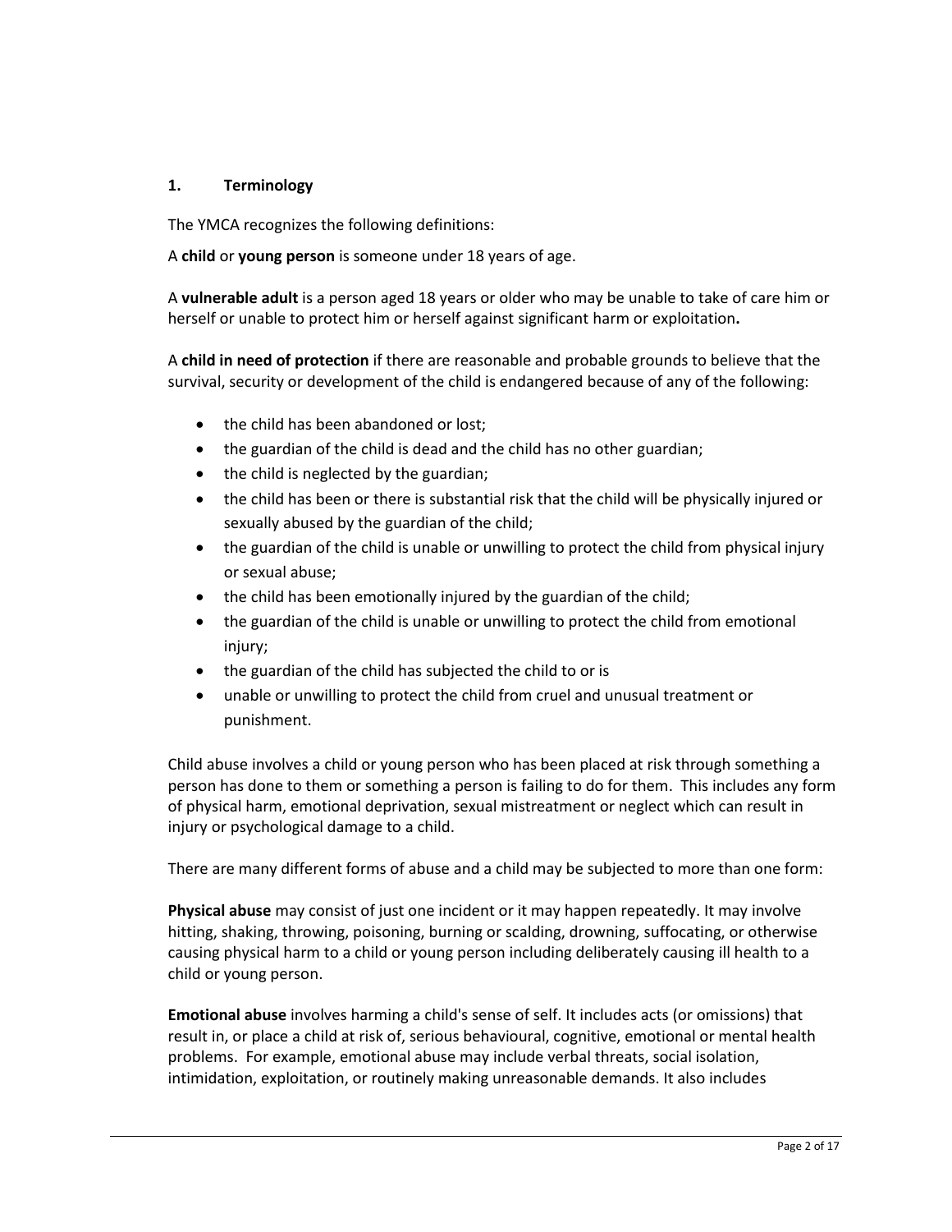## 1. Terminology

The YMCA recognizes the following definitions:

A **child** or **young person** is someone under 18 years of age.

A **vulnerable adult** is a person aged 18 years or older who may be unable to take of care him or herself or unable to protect him or herself against significant harm or exploitation**.**

A **child in need of protection** if there are reasonable and probable grounds to believe that the survival, security or development of the child is endangered because of any of the following:

- the child has been abandoned or lost;
- the guardian of the child is dead and the child has no other guardian;
- the child is neglected by the guardian;
- the child has been or there is substantial risk that the child will be physically injured or sexually abused by the guardian of the child;
- the guardian of the child is unable or unwilling to protect the child from physical injury or sexual abuse;
- the child has been emotionally injured by the guardian of the child;
- the guardian of the child is unable or unwilling to protect the child from emotional injury;
- the guardian of the child has subjected the child to or is
- unable or unwilling to protect the child from cruel and unusual treatment or punishment.

Child abuse involves a child or young person who has been placed at risk through something a person has done to them or something a person is failing to do for them. This includes any form of physical harm, emotional deprivation, sexual mistreatment or neglect which can result in injury or psychological damage to a child.

There are many different forms of abuse and a child may be subjected to more than one form:

**Physical abuse** may consist of just one incident or it may happen repeatedly. It may involve hitting, shaking, throwing, poisoning, burning or scalding, drowning, suffocating, or otherwise causing physical harm to a child or young person including deliberately causing ill health to a child or young person.

**Emotional abuse** involves harming a child's sense of self. It includes acts (or omissions) that result in, or place a child at risk of, serious behavioural, cognitive, emotional or mental health problems. For example, emotional abuse may include verbal threats, social isolation, intimidation, exploitation, or routinely making unreasonable demands. It also includes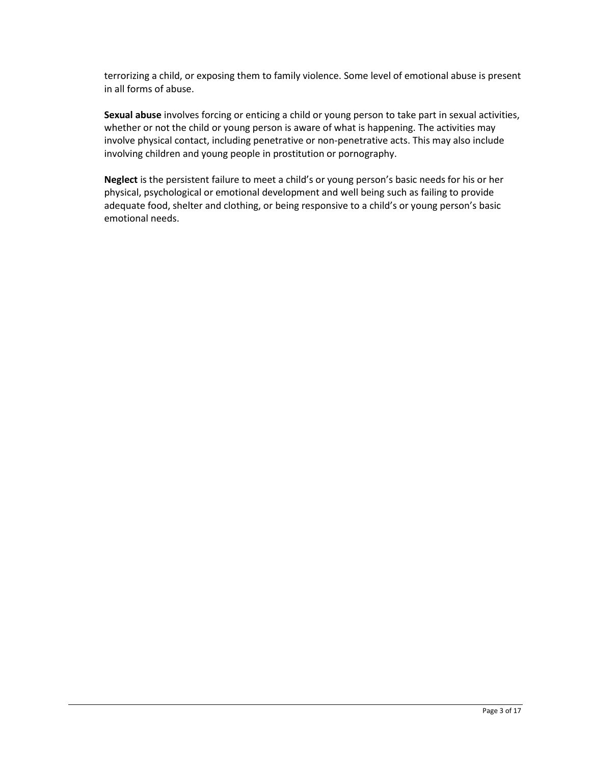terrorizing a child, or exposing them to family violence. Some level of emotional abuse is present in all forms of abuse.

**Sexual abuse** involves forcing or enticing a child or young person to take part in sexual activities, whether or not the child or young person is aware of what is happening. The activities may involve physical contact, including penetrative or non-penetrative acts. This may also include involving children and young people in prostitution or pornography.

**Neglect** is the persistent failure to meet a child's or young person's basic needs for his or her physical, psychological or emotional development and well being such as failing to provide adequate food, shelter and clothing, or being responsive to a child's or young person's basic emotional needs.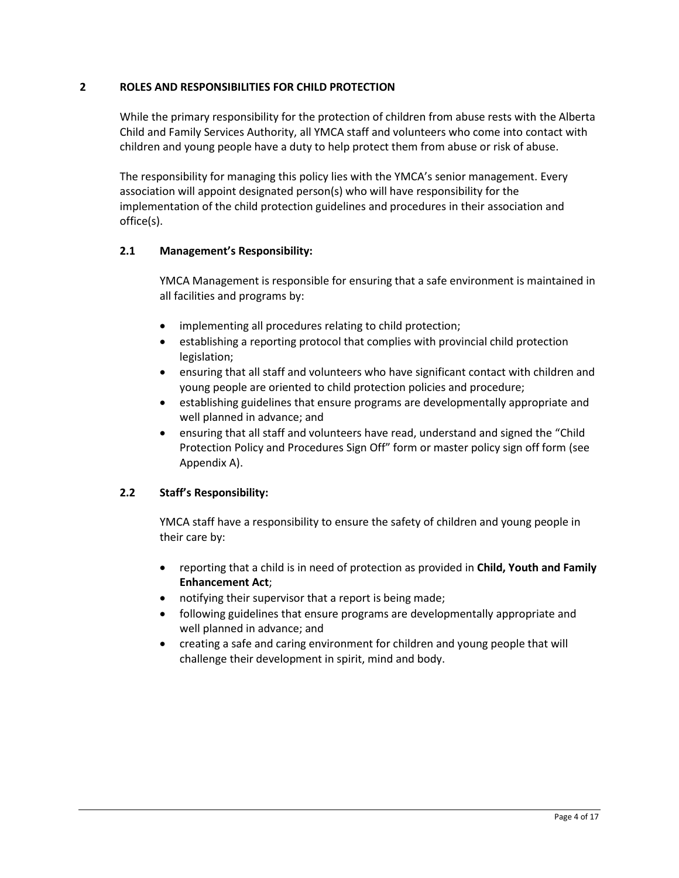## 2 ROLES AND RESPONSIBILITIES FOR CHILD PROTECTION

While the primary responsibility for the protection of children from abuse rests with the Alberta Child and Family Services Authority, all YMCA staff and volunteers who come into contact with children and young people have a duty to help protect them from abuse or risk of abuse.

The responsibility for managing this policy lies with the YMCA's senior management. Every association will appoint designated person(s) who will have responsibility for the implementation of the child protection guidelines and procedures in their association and office(s).

### 2.1 Management's Responsibility:

YMCA Management is responsible for ensuring that a safe environment is maintained in all facilities and programs by:

- implementing all procedures relating to child protection;
- establishing a reporting protocol that complies with provincial child protection legislation;
- ensuring that all staff and volunteers who have significant contact with children and young people are oriented to child protection policies and procedure;
- establishing guidelines that ensure programs are developmentally appropriate and well planned in advance; and
- ensuring that all staff and volunteers have read, understand and signed the "Child Protection Policy and Procedures Sign Off" form or master policy sign off form (see Appendix A).

### 2.2 Staff's Responsibility:

YMCA staff have a responsibility to ensure the safety of children and young people in their care by:

- reporting that a child is in need of protection as provided in **Child, Youth and Family Enhancement Act**;
- notifying their supervisor that a report is being made;
- following guidelines that ensure programs are developmentally appropriate and well planned in advance; and
- creating a safe and caring environment for children and young people that will challenge their development in spirit, mind and body.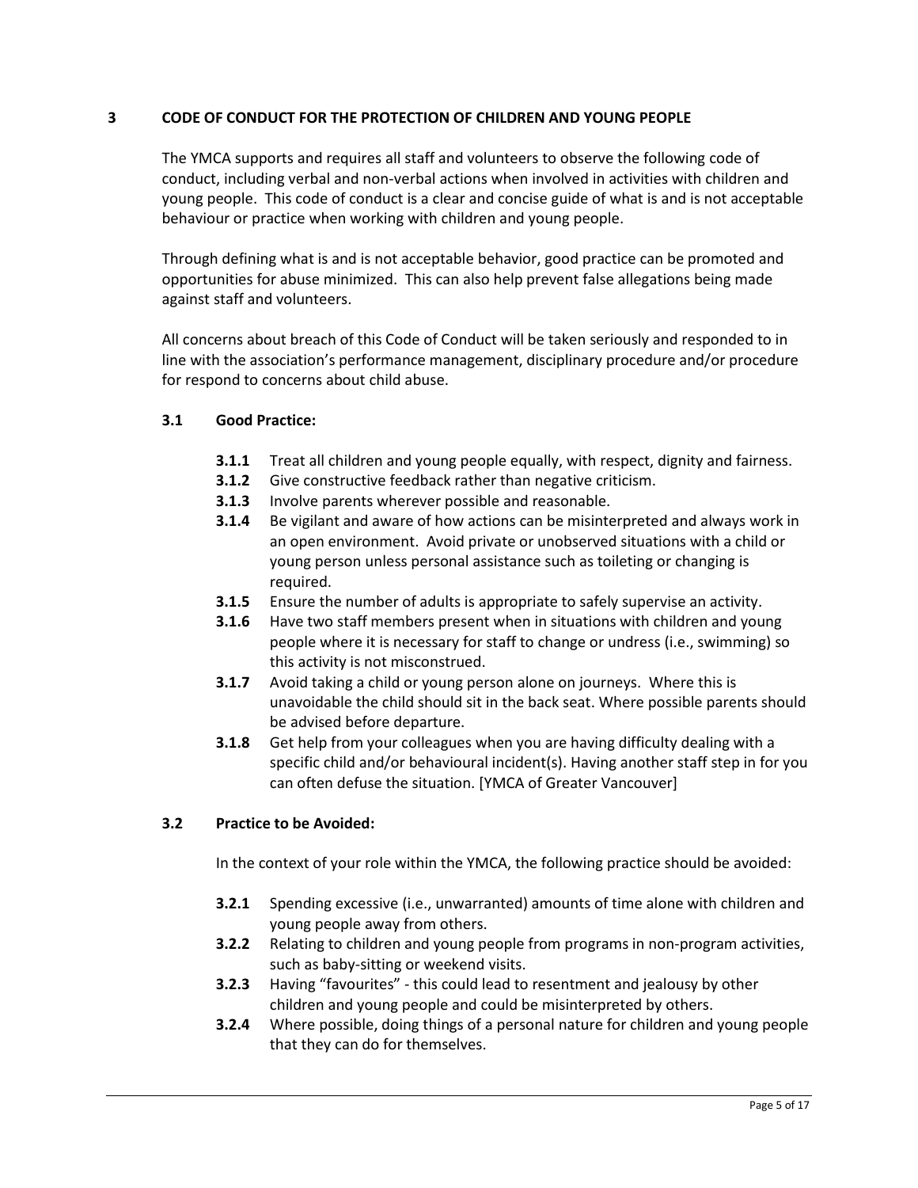## 3 CODE OF CONDUCT FOR THE PROTECTION OF CHILDREN AND YOUNG PEOPLE

The YMCA supports and requires all staff and volunteers to observe the following code of conduct, including verbal and non-verbal actions when involved in activities with children and young people. This code of conduct is a clear and concise guide of what is and is not acceptable behaviour or practice when working with children and young people.

Through defining what is and is not acceptable behavior, good practice can be promoted and opportunities for abuse minimized. This can also help prevent false allegations being made against staff and volunteers.

All concerns about breach of this Code of Conduct will be taken seriously and responded to in line with the association's performance management, disciplinary procedure and/or procedure for respond to concerns about child abuse.

### 3.1 Good Practice:

- **3.1.1** Treat all children and young people equally, with respect, dignity and fairness.
- **3.1.2** Give constructive feedback rather than negative criticism.
- **3.1.3** Involve parents wherever possible and reasonable.
- **3.1.4** Be vigilant and aware of how actions can be misinterpreted and always work in an open environment. Avoid private or unobserved situations with a child or young person unless personal assistance such as toileting or changing is required.
- **3.1.5** Ensure the number of adults is appropriate to safely supervise an activity.
- **3.1.6** Have two staff members present when in situations with children and young people where it is necessary for staff to change or undress (i.e., swimming) so this activity is not misconstrued.
- **3.1.7** Avoid taking a child or young person alone on journeys. Where this is unavoidable the child should sit in the back seat. Where possible parents should be advised before departure.
- **3.1.8** Get help from your colleagues when you are having difficulty dealing with a specific child and/or behavioural incident(s). Having another staff step in for you can often defuse the situation. [YMCA of Greater Vancouver]

### 3.2 Practice to be Avoided:

In the context of your role within the YMCA, the following practice should be avoided:

- **3.2.1** Spending excessive (i.e., unwarranted) amounts of time alone with children and young people away from others.
- **3.2.2** Relating to children and young people from programs in non-program activities, such as baby-sitting or weekend visits.
- **3.2.3** Having "favourites" - this could lead to resentment and jealousy by other children and young people and could be misinterpreted by others.
- **3.2.4** Where possible, doing things of a personal nature for children and young people that they can do for themselves.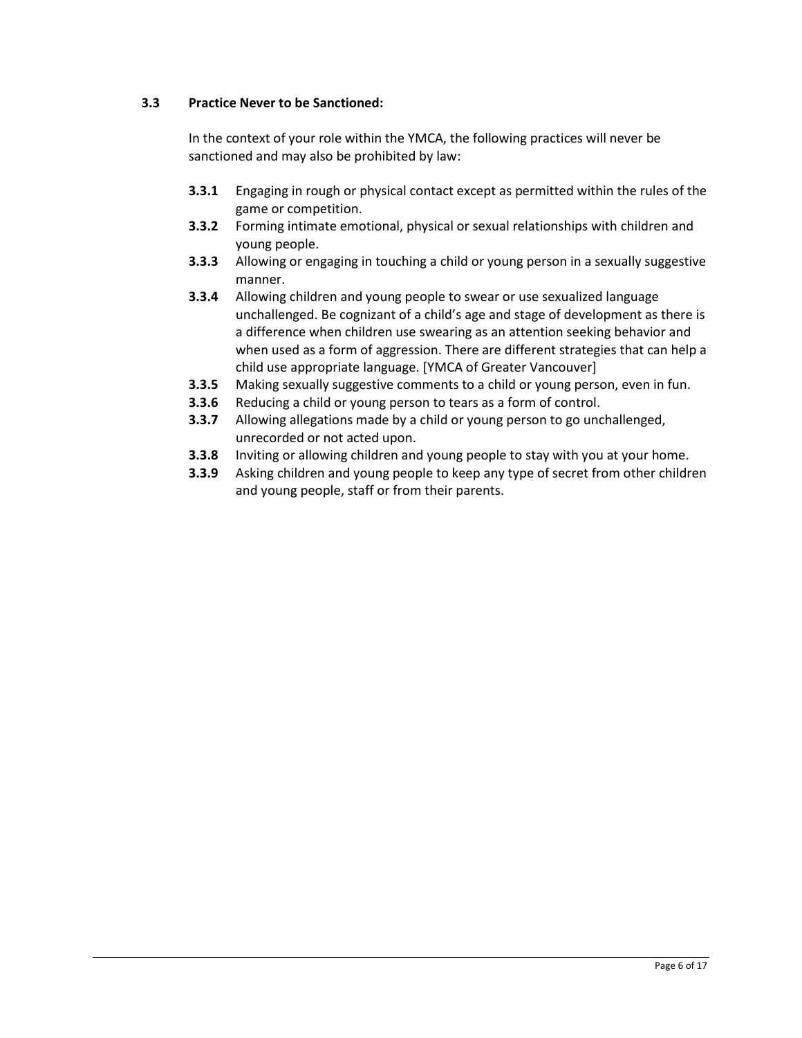### 3.3 Practice Never to be Sanctioned:

In the context of your role within the YMCA, the following practices will never be sanctioned and may also be prohibited by law:

- **3.3.1** Engaging in rough or physical contact except as permitted within the rules of the game or competition.
- **3.3.2** Forming intimate emotional, physical or sexual relationships with children and young people.
- **3.3.3** Allowing or engaging in touching a child or young person in a sexually suggestive manner.
- **3.3.4** Allowing children and young people to swear or use sexualized language unchallenged. Be cognizant of a child's age and stage of development as there is a difference when children use swearing as an attention seeking behavior and when used as a form of aggression. There are different strategies that can help a child use appropriate language. [YMCA of Greater Vancouver]
- **3.3.5** Making sexually suggestive comments to a child or young person, even in fun.
- **3.3.6** Reducing a child or young person to tears as a form of control.
- **3.3.7** Allowing allegations made by a child or young person to go unchallenged, unrecorded or not acted upon.
- **3.3.8** Inviting or allowing children and young people to stay with you at your home.
- **3.3.9** Asking children and young people to keep any type of secret from other children and young people, staff or from their parents.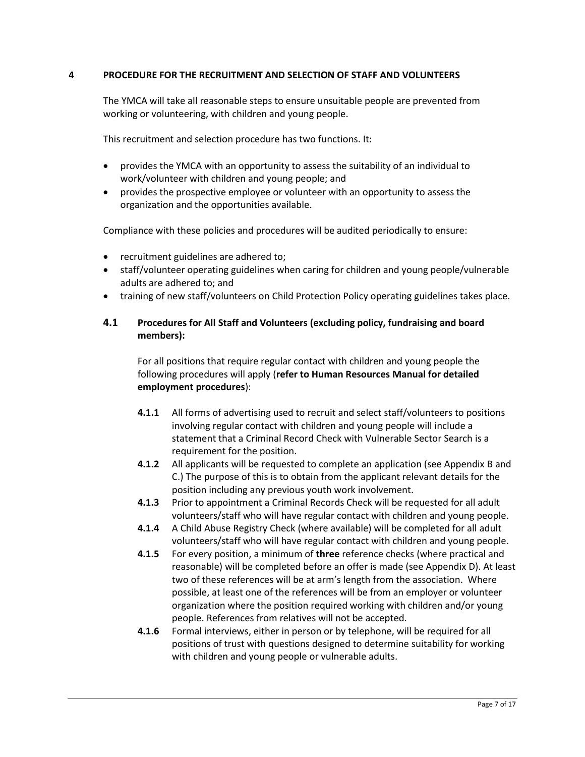# 4 PROCEDURE FOR THE RECRUITMENT AND SELECTION OF STAFF AND VOLUNTEERS

The YMCA will take all reasonable steps to ensure unsuitable people are prevented from working or volunteering, with children and young people.

This recruitment and selection procedure has two functions. It:

- provides the YMCA with an opportunity to assess the suitability of an individual to work/volunteer with children and young people; and
- provides the prospective employee or volunteer with an opportunity to assess the organization and the opportunities available.

Compliance with these policies and procedures will be audited periodically to ensure:

- recruitment guidelines are adhered to;
- staff/volunteer operating guidelines when caring for children and young people/vulnerable adults are adhered to; and
- training of new staff/volunteers on Child Protection Policy operating guidelines takes place.

## 4.1 Procedures for All Staff and Volunteers (excluding policy, fundraising and board members):

For all positions that require regular contact with children and young people the following procedures will apply (**refer to Human Resources Manual for detailed employment procedures**):

**4.1.1** All forms of advertising used to recruit and select staff/volunteers to positions involving regular contact with children and young people will include a statement that a Criminal Record Check with Vulnerable Sector Search is a requirement for the position.

**4.1.2** All applicants will be requested to complete an application (see Appendix B and C.) The purpose of this is to obtain from the applicant relevant details for the position including any previous youth work involvement.

**4.1.3** Prior to appointment a Criminal Records Check will be requested for all adult volunteers/staff who will have regular contact with children and young people.

**4.1.4** A Child Abuse Registry Check (where available) will be completed for all adult volunteers/staff who will have regular contact with children and young people.

**4.1.5** For every position, a minimum of **three** reference checks (where practical and reasonable) will be completed before an offer is made (see Appendix D). At least two of these references will be at arm's length from the association. Where possible, at least one of the references will be from an employer or volunteer organization where the position required working with children and/or young people. References from relatives will not be accepted.

**4.1.6** Formal interviews, either in person or by telephone, will be required for all positions of trust with questions designed to determine suitability for working with children and young people or vulnerable adults.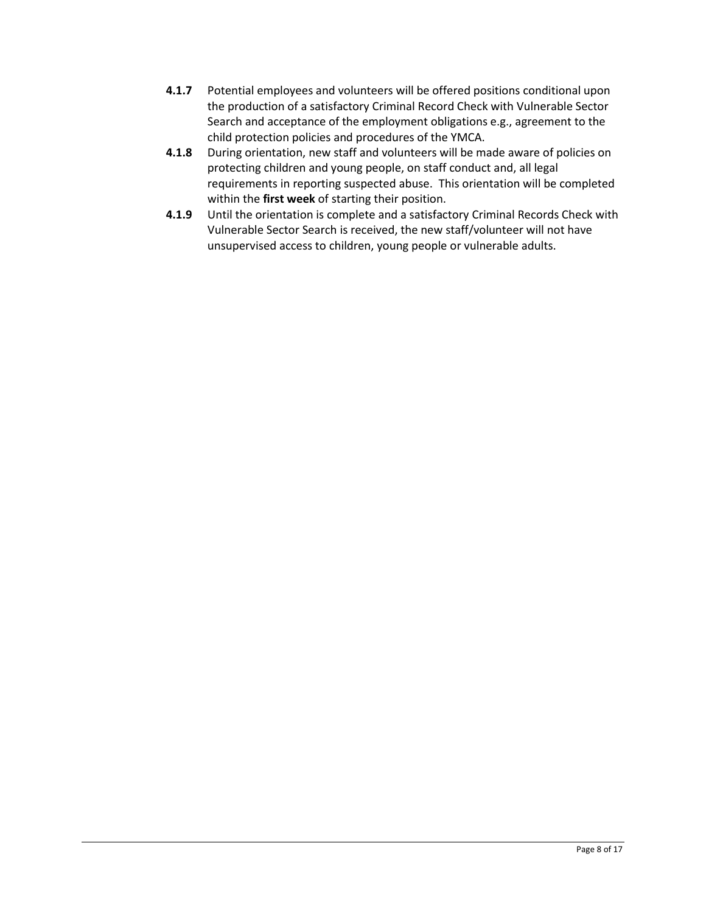**4.1.7** Potential employees and volunteers will be offered positions conditional upon the production of a satisfactory Criminal Record Check with Vulnerable Sector Search and acceptance of the employment obligations e.g., agreement to the child protection policies and procedures of the YMCA.

**4.1.8** During orientation, new staff and volunteers will be made aware of policies on protecting children and young people, on staff conduct and, all legal requirements in reporting suspected abuse. This orientation will be completed within the **first week** of starting their position.

**4.1.9** Until the orientation is complete and a satisfactory Criminal Records Check with Vulnerable Sector Search is received, the new staff/volunteer will not have unsupervised access to children, young people or vulnerable adults.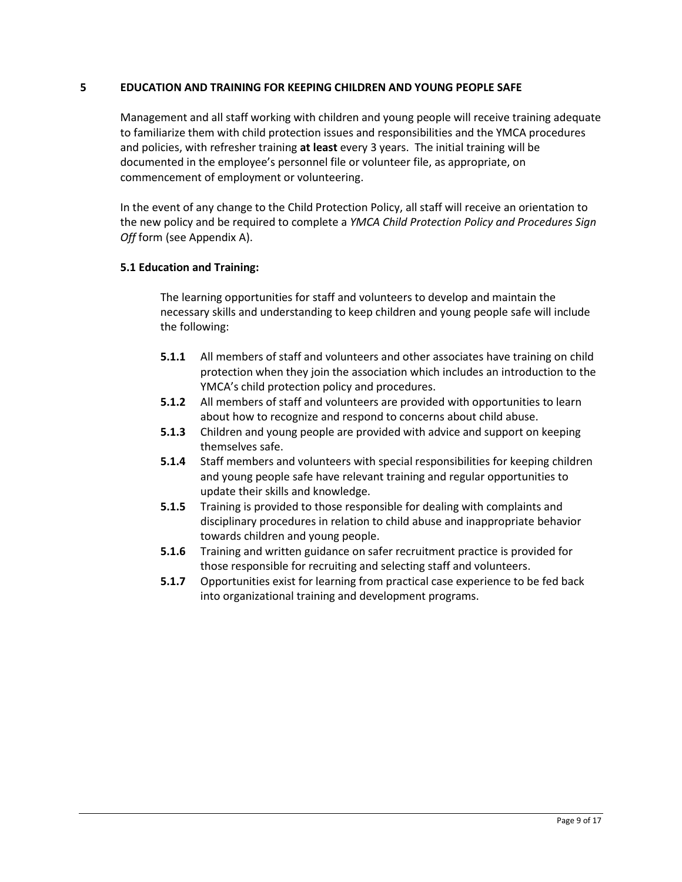## 5 EDUCATION AND TRAINING FOR KEEPING CHILDREN AND YOUNG PEOPLE SAFE

Management and all staff working with children and young people will receive training adequate to familiarize them with child protection issues and responsibilities and the YMCA procedures and policies, with refresher training **at least** every 3 years. The initial training will be documented in the employee's personnel file or volunteer file, as appropriate, on commencement of employment or volunteering.

In the event of any change to the Child Protection Policy, all staff will receive an orientation to the new policy and be required to complete a *YMCA Child Protection Policy and Procedures Sign Off* form (see Appendix A).

### 5.1 Education and Training:

The learning opportunities for staff and volunteers to develop and maintain the necessary skills and understanding to keep children and young people safe will include the following:

- **5.1.1** All members of staff and volunteers and other associates have training on child protection when they join the association which includes an introduction to the YMCA's child protection policy and procedures.
- **5.1.2** All members of staff and volunteers are provided with opportunities to learn about how to recognize and respond to concerns about child abuse.
- **5.1.3** Children and young people are provided with advice and support on keeping themselves safe.
- **5.1.4** Staff members and volunteers with special responsibilities for keeping children and young people safe have relevant training and regular opportunities to update their skills and knowledge.
- **5.1.5** Training is provided to those responsible for dealing with complaints and disciplinary procedures in relation to child abuse and inappropriate behavior towards children and young people.
- **5.1.6** Training and written guidance on safer recruitment practice is provided for those responsible for recruiting and selecting staff and volunteers.
- **5.1.7** Opportunities exist for learning from practical case experience to be fed back into organizational training and development programs.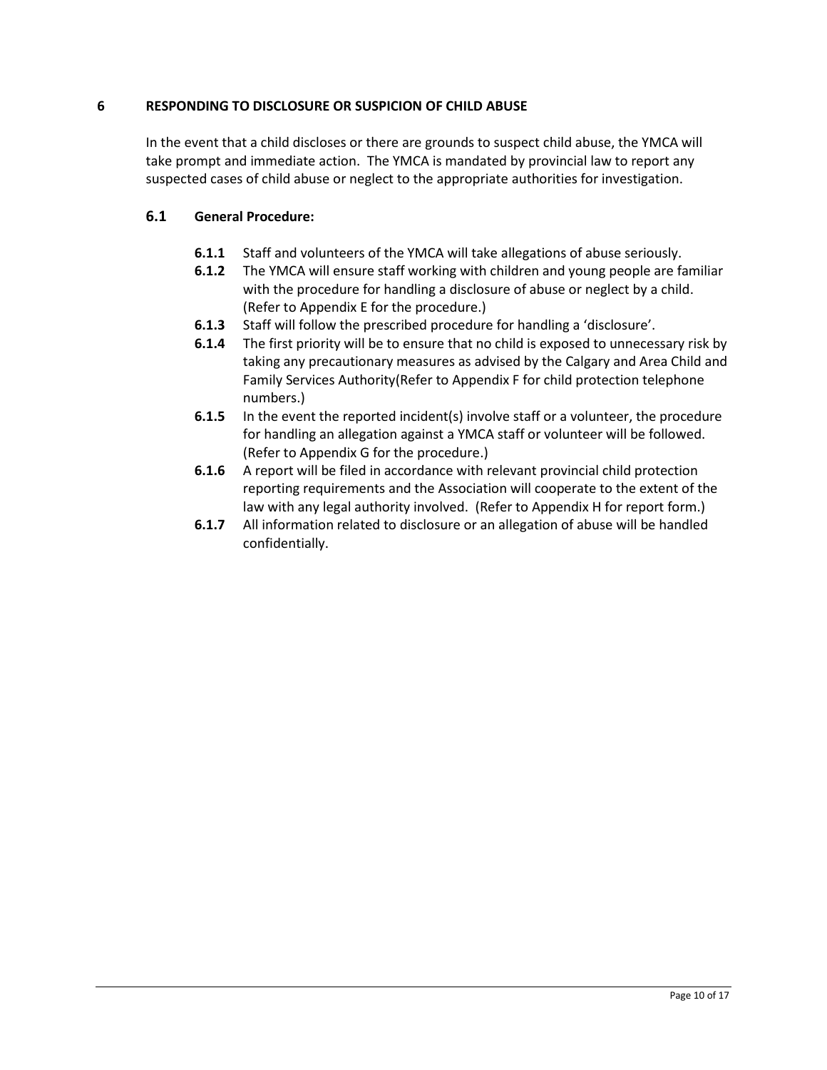## 6 RESPONDING TO DISCLOSURE OR SUSPICION OF CHILD ABUSE

In the event that a child discloses or there are grounds to suspect child abuse, the YMCA will take prompt and immediate action. The YMCA is mandated by provincial law to report any suspected cases of child abuse or neglect to the appropriate authorities for investigation.

### 6.1 General Procedure:

- **6.1.1** Staff and volunteers of the YMCA will take allegations of abuse seriously.
- **6.1.2** The YMCA will ensure staff working with children and young people are familiar with the procedure for handling a disclosure of abuse or neglect by a child. (Refer to Appendix E for the procedure.)
- **6.1.3** Staff will follow the prescribed procedure for handling a 'disclosure'.
- **6.1.4** The first priority will be to ensure that no child is exposed to unnecessary risk by taking any precautionary measures as advised by the Calgary and Area Child and Family Services Authority(Refer to Appendix F for child protection telephone numbers.)
- **6.1.5** In the event the reported incident(s) involve staff or a volunteer, the procedure for handling an allegation against a YMCA staff or volunteer will be followed. (Refer to Appendix G for the procedure.)
- **6.1.6** A report will be filed in accordance with relevant provincial child protection reporting requirements and the Association will cooperate to the extent of the law with any legal authority involved. (Refer to Appendix H for report form.)
- **6.1.7** All information related to disclosure or an allegation of abuse will be handled confidentially.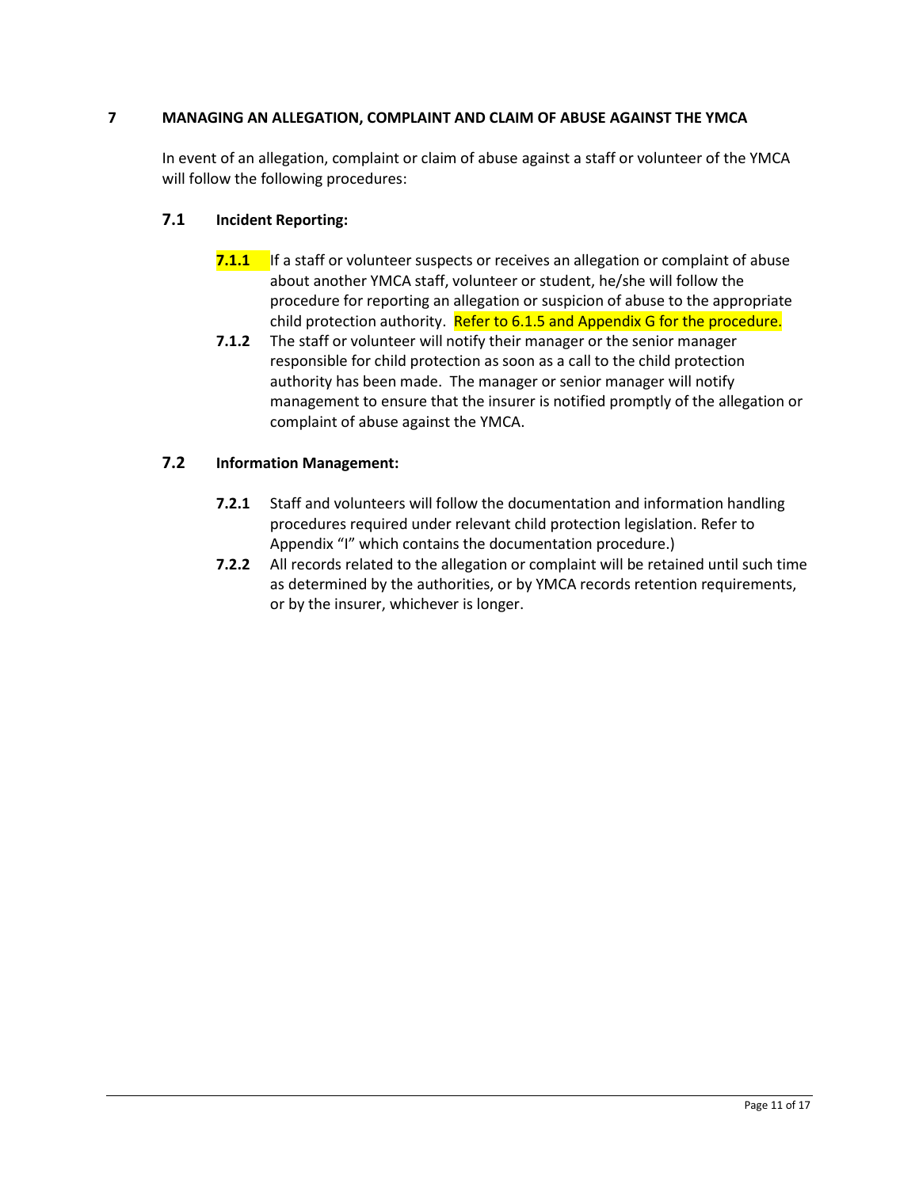## 7 MANAGING AN ALLEGATION, COMPLAINT AND CLAIM OF ABUSE AGAINST THE YMCA

In event of an allegation, complaint or claim of abuse against a staff or volunteer of the YMCA will follow the following procedures:

### 7.1 Incident Reporting:

**7.1.1** If a staff or volunteer suspects or receives an allegation or complaint of abuse about another YMCA staff, volunteer or student, he/she will follow the procedure for reporting an allegation or suspicion of abuse to the appropriate child protection authority. Refer to 6.1.5 and Appendix G for the procedure.

**7.1.2** The staff or volunteer will notify their manager or the senior manager responsible for child protection as soon as a call to the child protection authority has been made. The manager or senior manager will notify management to ensure that the insurer is notified promptly of the allegation or complaint of abuse against the YMCA.

### 7.2 Information Management:

**7.2.1** Staff and volunteers will follow the documentation and information handling procedures required under relevant child protection legislation. Refer to Appendix "I" which contains the documentation procedure.)

**7.2.2** All records related to the allegation or complaint will be retained until such time as determined by the authorities, or by YMCA records retention requirements, or by the insurer, whichever is longer.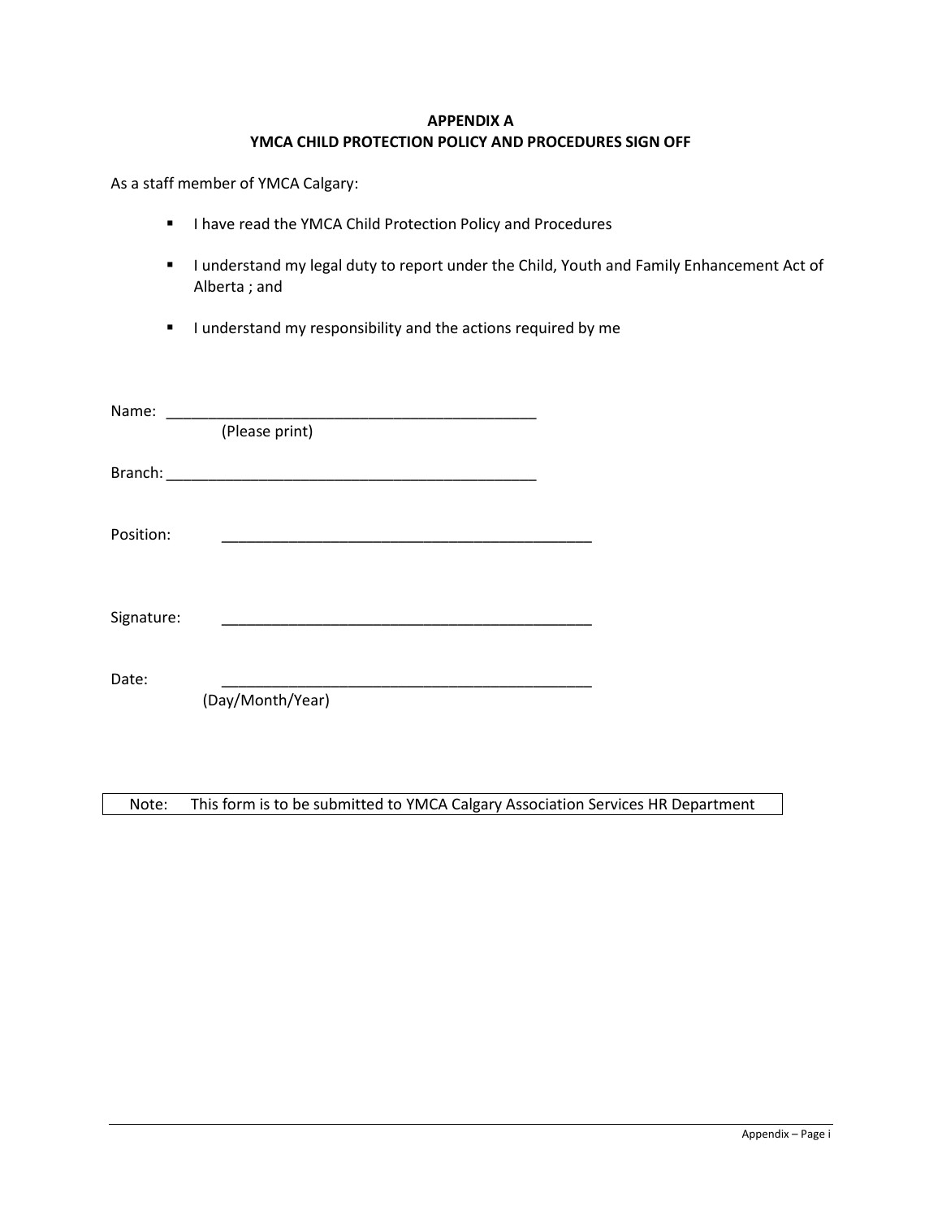**APPENDIX A**
**YMCA CHILD PROTECTION POLICY AND PROCEDURES SIGN OFF**

As a staff member of YMCA Calgary:

- I have read the YMCA Child Protection Policy and Procedures
- I understand my legal duty to report under the Child, Youth and Family Enhancement Act of Alberta ; and
- I understand my responsibility and the actions required by me

Name: _____________________________________________
(Please print)

Branch: _____________________________________________

Position: _____________________________________________

Signature: _____________________________________________

Date: _____________________________________________
(Day/Month/Year)

| Note: This form is to be submitted to YMCA Calgary Association Services HR Department |
|---|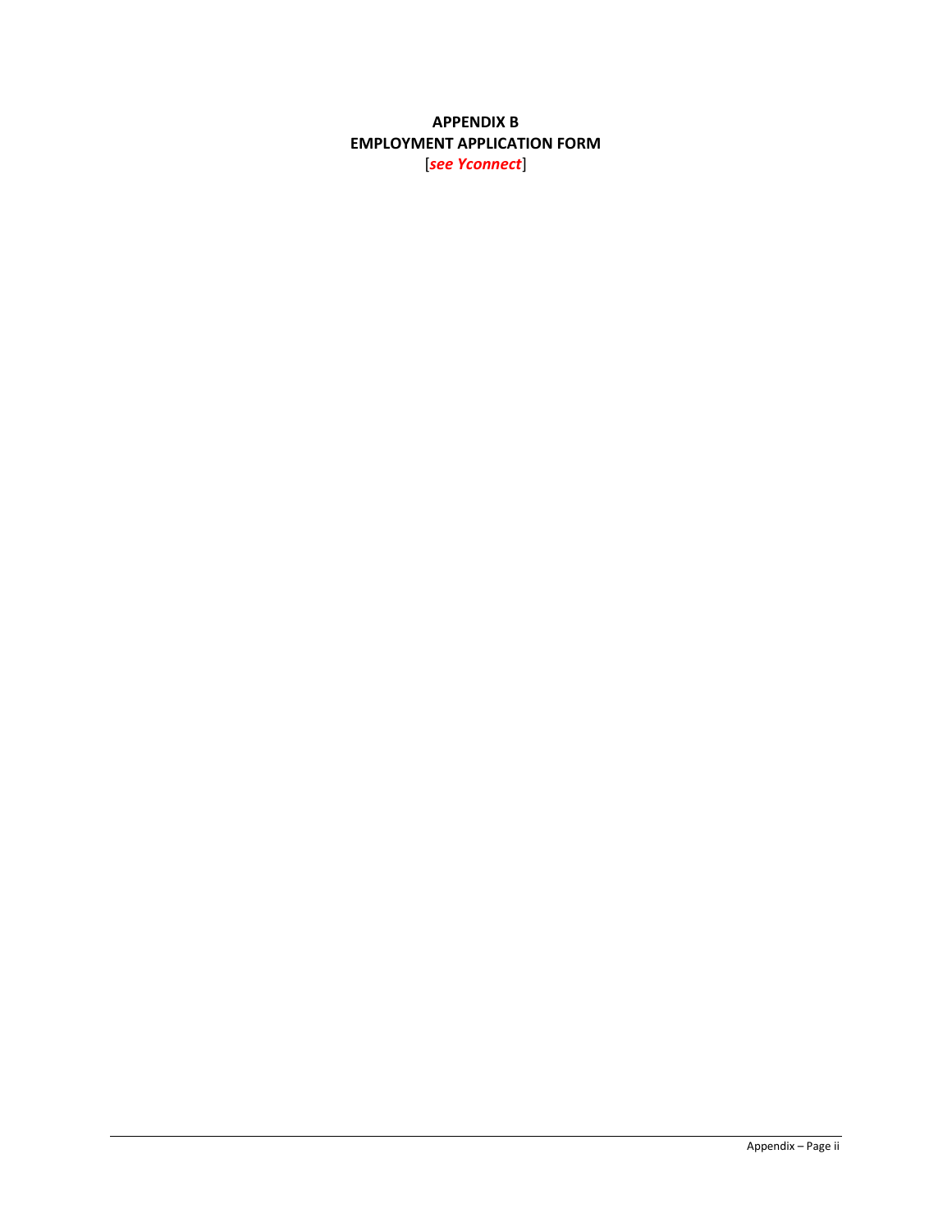# APPENDIX B
# EMPLOYMENT APPLICATION FORM

[***see Yconnect***]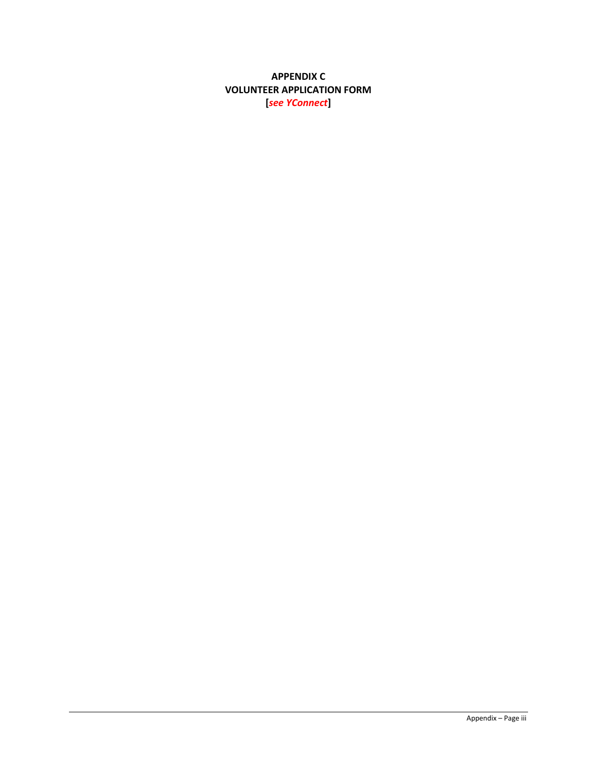# APPENDIX C
# VOLUNTEER APPLICATION FORM
**[*see YConnect*]**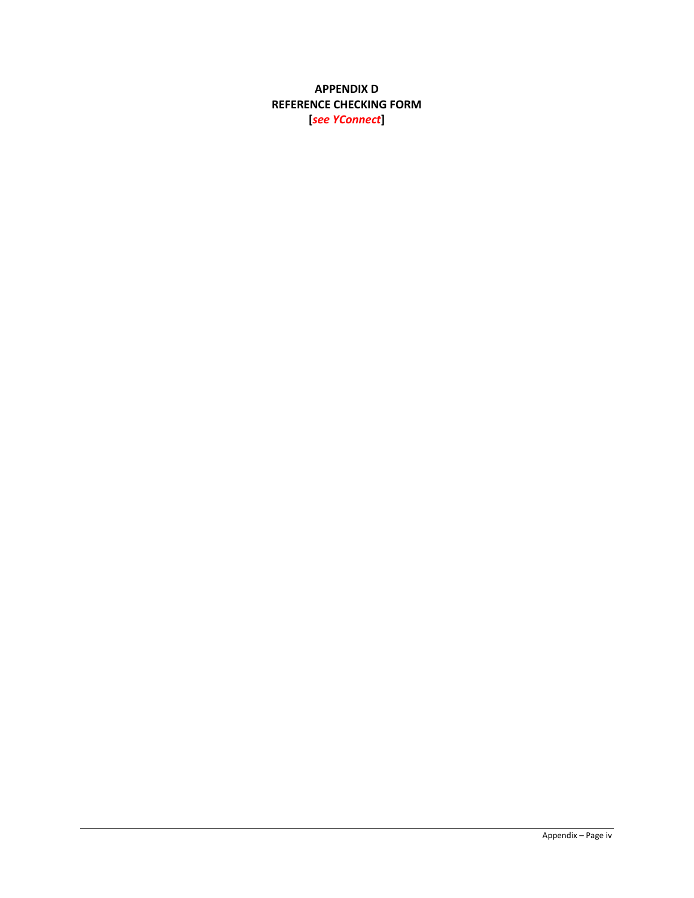**APPENDIX D**
**REFERENCE CHECKING FORM**
**[*see YConnect*]**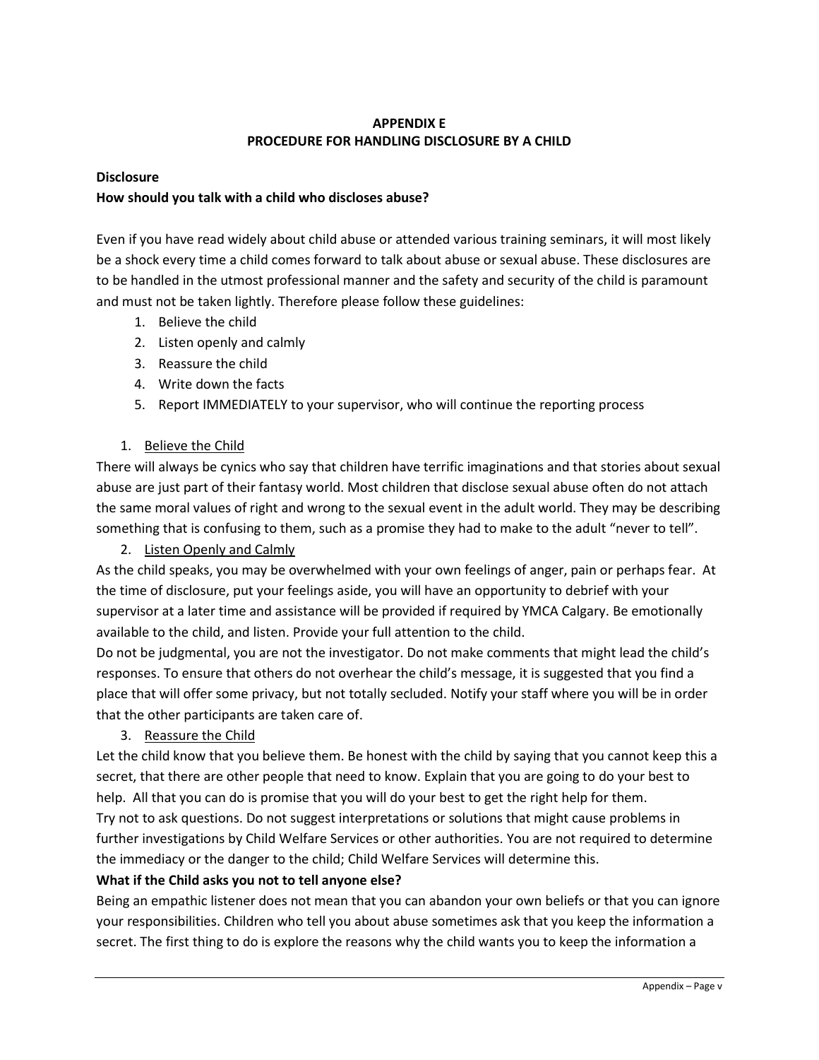# APPENDIX E
# PROCEDURE FOR HANDLING DISCLOSURE BY A CHILD

**Disclosure**

**How should you talk with a child who discloses abuse?**

Even if you have read widely about child abuse or attended various training seminars, it will most likely be a shock every time a child comes forward to talk about abuse or sexual abuse. These disclosures are to be handled in the utmost professional manner and the safety and security of the child is paramount and must not be taken lightly. Therefore please follow these guidelines:

1. Believe the child
2. Listen openly and calmly
3. Reassure the child
4. Write down the facts
5. Report IMMEDIATELY to your supervisor, who will continue the reporting process

1. <u>Believe the Child</u>

There will always be cynics who say that children have terrific imaginations and that stories about sexual abuse are just part of their fantasy world. Most children that disclose sexual abuse often do not attach the same moral values of right and wrong to the sexual event in the adult world. They may be describing something that is confusing to them, such as a promise they had to make to the adult "never to tell".

2. <u>Listen Openly and Calmly</u>

As the child speaks, you may be overwhelmed with your own feelings of anger, pain or perhaps fear. At the time of disclosure, put your feelings aside, you will have an opportunity to debrief with your supervisor at a later time and assistance will be provided if required by YMCA Calgary. Be emotionally available to the child, and listen. Provide your full attention to the child.

Do not be judgmental, you are not the investigator. Do not make comments that might lead the child's responses. To ensure that others do not overhear the child's message, it is suggested that you find a place that will offer some privacy, but not totally secluded. Notify your staff where you will be in order that the other participants are taken care of.

3. <u>Reassure the Child</u>

Let the child know that you believe them. Be honest with the child by saying that you cannot keep this a secret, that there are other people that need to know. Explain that you are going to do your best to help. All that you can do is promise that you will do your best to get the right help for them.

Try not to ask questions. Do not suggest interpretations or solutions that might cause problems in further investigations by Child Welfare Services or other authorities. You are not required to determine the immediacy or the danger to the child; Child Welfare Services will determine this.

**What if the Child asks you not to tell anyone else?**

Being an empathic listener does not mean that you can abandon your own beliefs or that you can ignore your responsibilities. Children who tell you about abuse sometimes ask that you keep the information a secret. The first thing to do is explore the reasons why the child wants you to keep the information a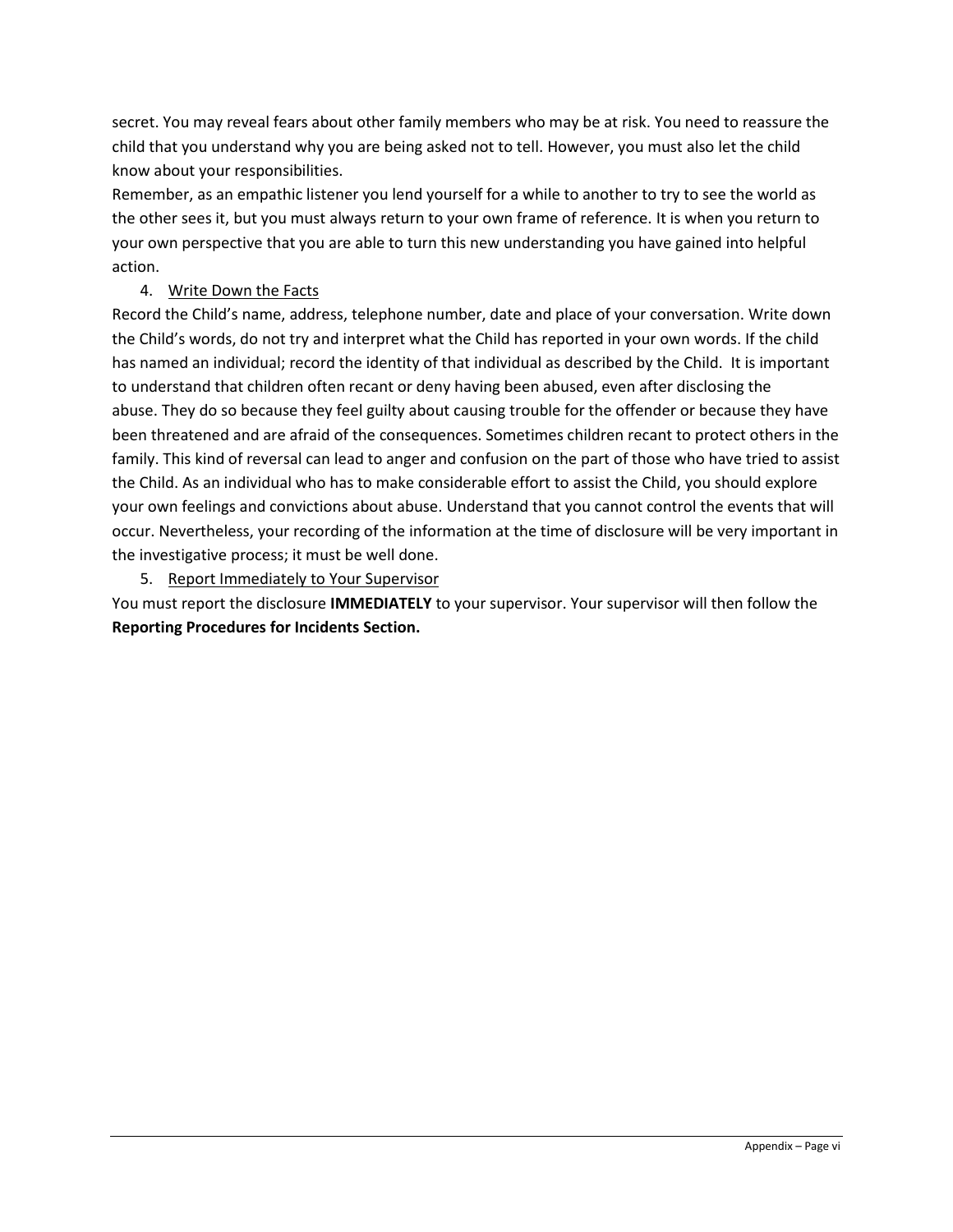secret. You may reveal fears about other family members who may be at risk. You need to reassure the child that you understand why you are being asked not to tell. However, you must also let the child know about your responsibilities.

Remember, as an empathic listener you lend yourself for a while to another to try to see the world as the other sees it, but you must always return to your own frame of reference. It is when you return to your own perspective that you are able to turn this new understanding you have gained into helpful action.

4. Write Down the Facts

Record the Child's name, address, telephone number, date and place of your conversation. Write down the Child's words, do not try and interpret what the Child has reported in your own words. If the child has named an individual; record the identity of that individual as described by the Child. It is important to understand that children often recant or deny having been abused, even after disclosing the abuse. They do so because they feel guilty about causing trouble for the offender or because they have been threatened and are afraid of the consequences. Sometimes children recant to protect others in the family. This kind of reversal can lead to anger and confusion on the part of those who have tried to assist the Child. As an individual who has to make considerable effort to assist the Child, you should explore your own feelings and convictions about abuse. Understand that you cannot control the events that will occur. Nevertheless, your recording of the information at the time of disclosure will be very important in the investigative process; it must be well done.

5. Report Immediately to Your Supervisor

You must report the disclosure **IMMEDIATELY** to your supervisor. Your supervisor will then follow the **Reporting Procedures for Incidents Section.**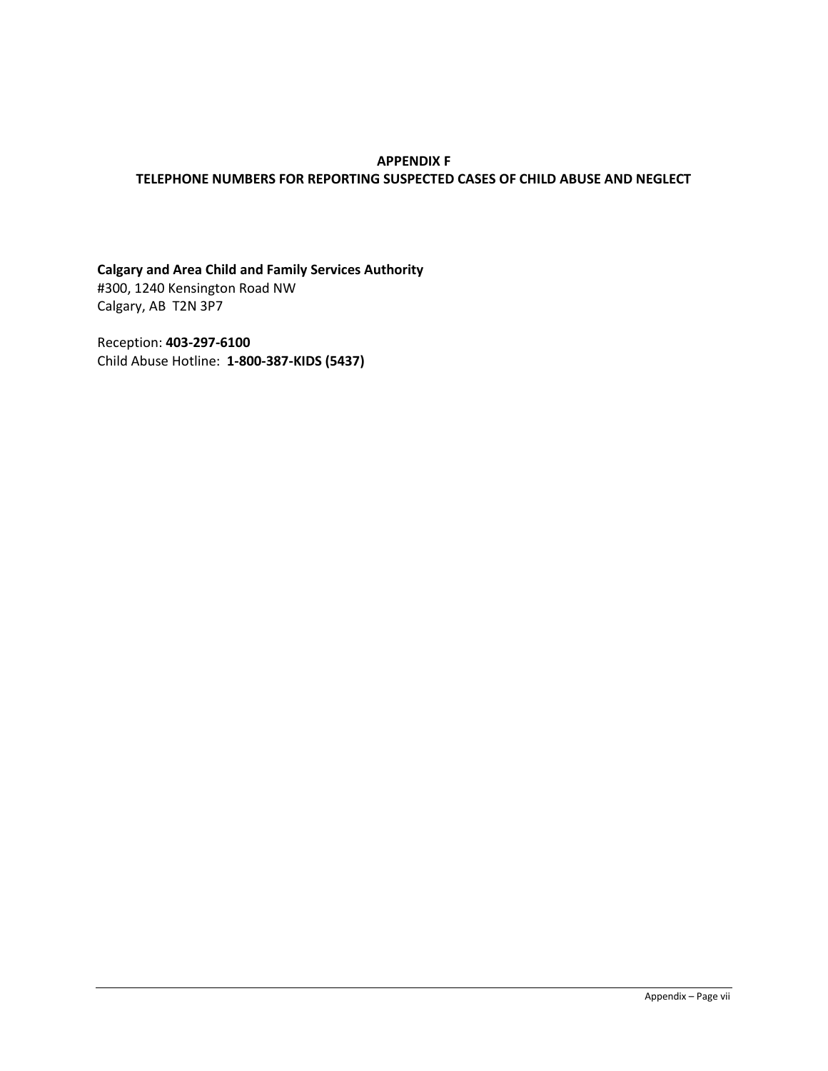# APPENDIX F
## TELEPHONE NUMBERS FOR REPORTING SUSPECTED CASES OF CHILD ABUSE AND NEGLECT

**Calgary and Area Child and Family Services Authority**
#300, 1240 Kensington Road NW
Calgary, AB T2N 3P7

Reception: **403-297-6100**
Child Abuse Hotline: **1-800-387-KIDS (5437)**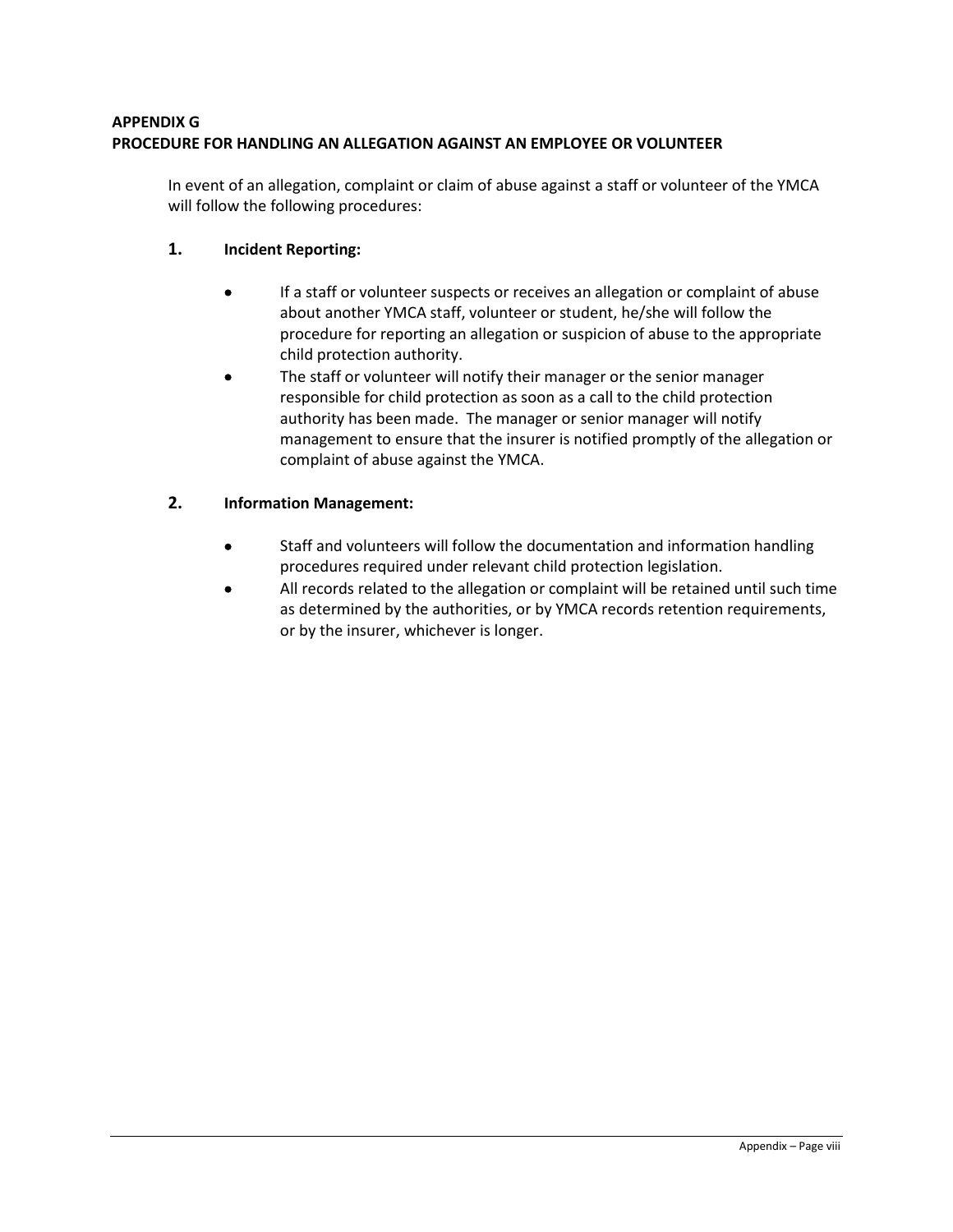## APPENDIX G
## PROCEDURE FOR HANDLING AN ALLEGATION AGAINST AN EMPLOYEE OR VOLUNTEER

In event of an allegation, complaint or claim of abuse against a staff or volunteer of the YMCA will follow the following procedures:

### 1. Incident Reporting:

- If a staff or volunteer suspects or receives an allegation or complaint of abuse about another YMCA staff, volunteer or student, he/she will follow the procedure for reporting an allegation or suspicion of abuse to the appropriate child protection authority.
- The staff or volunteer will notify their manager or the senior manager responsible for child protection as soon as a call to the child protection authority has been made. The manager or senior manager will notify management to ensure that the insurer is notified promptly of the allegation or complaint of abuse against the YMCA.

### 2. Information Management:

- Staff and volunteers will follow the documentation and information handling procedures required under relevant child protection legislation.
- All records related to the allegation or complaint will be retained until such time as determined by the authorities, or by YMCA records retention requirements, or by the insurer, whichever is longer.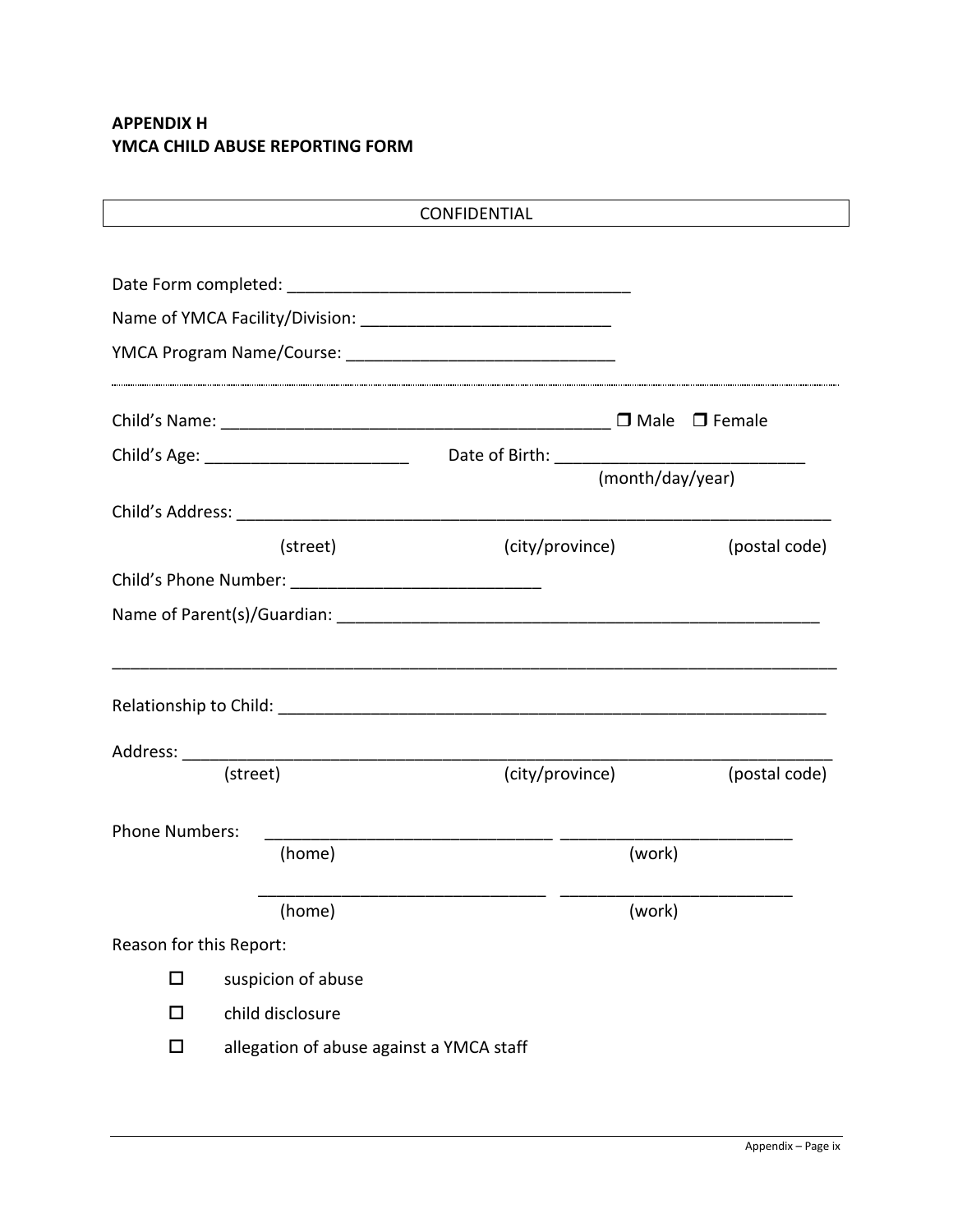**APPENDIX H**
**YMCA CHILD ABUSE REPORTING FORM**

| CONFIDENTIAL |
|---|

Date Form completed: ______________________________________

Name of YMCA Facility/Division: ____________________________

YMCA Program Name/Course: ______________________________

---

Child's Name: ___________________________________________ ☐ Male ☐ Female

Child's Age: ______________________ Date of Birth: ____________________________
(month/day/year)

Child's Address: ____________________________________________________________________
(street) (city/province) (postal code)

Child's Phone Number: ___________________________

Name of Parent(s)/Guardian: ______________________________________________________

________________________________________________________________________________

Relationship to Child: _____________________________________________________________

Address: __________________________________________________________________________
(street) (city/province) (postal code)

Phone Numbers: _______________________________ _________________________
(home) (work)

_______________________________ _________________________
(home) (work)

Reason for this Report:

- ☐ suspicion of abuse
- ☐ child disclosure
- ☐ allegation of abuse against a YMCA staff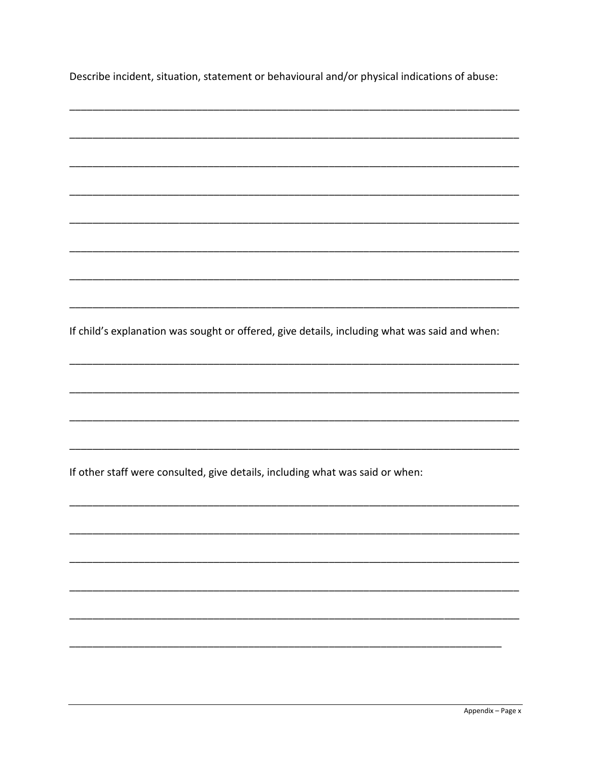Describe incident, situation, statement or behavioural and/or physical indications of abuse:

________________________________________________________________________________

________________________________________________________________________________

________________________________________________________________________________

________________________________________________________________________________

________________________________________________________________________________

________________________________________________________________________________

________________________________________________________________________________

________________________________________________________________________________

If child's explanation was sought or offered, give details, including what was said and when:

________________________________________________________________________________

________________________________________________________________________________

________________________________________________________________________________

________________________________________________________________________________

If other staff were consulted, give details, including what was said or when:

________________________________________________________________________________

________________________________________________________________________________

________________________________________________________________________________

________________________________________________________________________________

________________________________________________________________________________

______________________________________________________________________________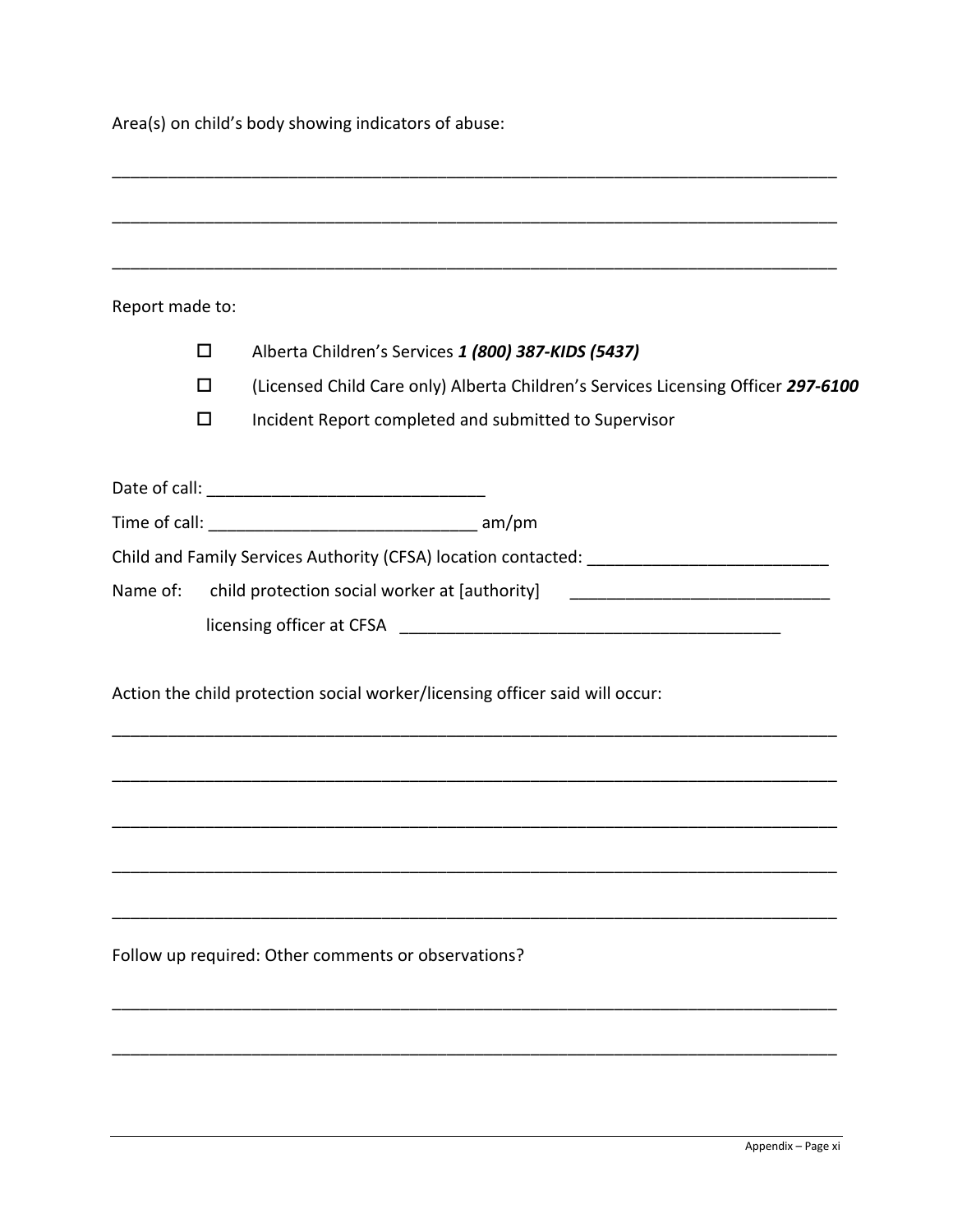Area(s) on child's body showing indicators of abuse:

\_\_\_\_\_\_\_\_\_\_\_\_\_\_\_\_\_\_\_\_\_\_\_\_\_\_\_\_\_\_\_\_\_\_\_\_\_\_\_\_\_\_\_\_\_\_\_\_\_\_\_\_\_\_\_\_\_\_\_\_\_\_\_\_\_\_\_\_\_\_\_\_\_\_\_\_

\_\_\_\_\_\_\_\_\_\_\_\_\_\_\_\_\_\_\_\_\_\_\_\_\_\_\_\_\_\_\_\_\_\_\_\_\_\_\_\_\_\_\_\_\_\_\_\_\_\_\_\_\_\_\_\_\_\_\_\_\_\_\_\_\_\_\_\_\_\_\_\_\_\_\_\_

\_\_\_\_\_\_\_\_\_\_\_\_\_\_\_\_\_\_\_\_\_\_\_\_\_\_\_\_\_\_\_\_\_\_\_\_\_\_\_\_\_\_\_\_\_\_\_\_\_\_\_\_\_\_\_\_\_\_\_\_\_\_\_\_\_\_\_\_\_\_\_\_\_\_\_\_

Report made to:

- ☐ Alberta Children's Services ***1 (800) 387-KIDS (5437)***
- ☐ (Licensed Child Care only) Alberta Children's Services Licensing Officer ***297-6100***
- ☐ Incident Report completed and submitted to Supervisor

Date of call: \_\_\_\_\_\_\_\_\_\_\_\_\_\_\_\_\_\_\_\_\_\_\_\_\_\_\_\_\_\_

Time of call: \_\_\_\_\_\_\_\_\_\_\_\_\_\_\_\_\_\_\_\_\_\_\_\_\_\_\_\_\_ am/pm

Child and Family Services Authority (CFSA) location contacted: \_\_\_\_\_\_\_\_\_\_\_\_\_\_\_\_\_\_\_\_\_\_\_\_\_\_

Name of: child protection social worker at [authority] \_\_\_\_\_\_\_\_\_\_\_\_\_\_\_\_\_\_\_\_\_\_\_\_\_\_\_\_

licensing officer at CFSA \_\_\_\_\_\_\_\_\_\_\_\_\_\_\_\_\_\_\_\_\_\_\_\_\_\_\_\_\_\_\_\_\_\_\_\_\_\_\_\_\_\_

Action the child protection social worker/licensing officer said will occur:

\_\_\_\_\_\_\_\_\_\_\_\_\_\_\_\_\_\_\_\_\_\_\_\_\_\_\_\_\_\_\_\_\_\_\_\_\_\_\_\_\_\_\_\_\_\_\_\_\_\_\_\_\_\_\_\_\_\_\_\_\_\_\_\_\_\_\_\_\_\_\_\_\_\_\_\_

\_\_\_\_\_\_\_\_\_\_\_\_\_\_\_\_\_\_\_\_\_\_\_\_\_\_\_\_\_\_\_\_\_\_\_\_\_\_\_\_\_\_\_\_\_\_\_\_\_\_\_\_\_\_\_\_\_\_\_\_\_\_\_\_\_\_\_\_\_\_\_\_\_\_\_\_

\_\_\_\_\_\_\_\_\_\_\_\_\_\_\_\_\_\_\_\_\_\_\_\_\_\_\_\_\_\_\_\_\_\_\_\_\_\_\_\_\_\_\_\_\_\_\_\_\_\_\_\_\_\_\_\_\_\_\_\_\_\_\_\_\_\_\_\_\_\_\_\_\_\_\_\_

\_\_\_\_\_\_\_\_\_\_\_\_\_\_\_\_\_\_\_\_\_\_\_\_\_\_\_\_\_\_\_\_\_\_\_\_\_\_\_\_\_\_\_\_\_\_\_\_\_\_\_\_\_\_\_\_\_\_\_\_\_\_\_\_\_\_\_\_\_\_\_\_\_\_\_\_

\_\_\_\_\_\_\_\_\_\_\_\_\_\_\_\_\_\_\_\_\_\_\_\_\_\_\_\_\_\_\_\_\_\_\_\_\_\_\_\_\_\_\_\_\_\_\_\_\_\_\_\_\_\_\_\_\_\_\_\_\_\_\_\_\_\_\_\_\_\_\_\_\_\_\_\_

Follow up required: Other comments or observations?

\_\_\_\_\_\_\_\_\_\_\_\_\_\_\_\_\_\_\_\_\_\_\_\_\_\_\_\_\_\_\_\_\_\_\_\_\_\_\_\_\_\_\_\_\_\_\_\_\_\_\_\_\_\_\_\_\_\_\_\_\_\_\_\_\_\_\_\_\_\_\_\_\_\_\_\_

\_\_\_\_\_\_\_\_\_\_\_\_\_\_\_\_\_\_\_\_\_\_\_\_\_\_\_\_\_\_\_\_\_\_\_\_\_\_\_\_\_\_\_\_\_\_\_\_\_\_\_\_\_\_\_\_\_\_\_\_\_\_\_\_\_\_\_\_\_\_\_\_\_\_\_\_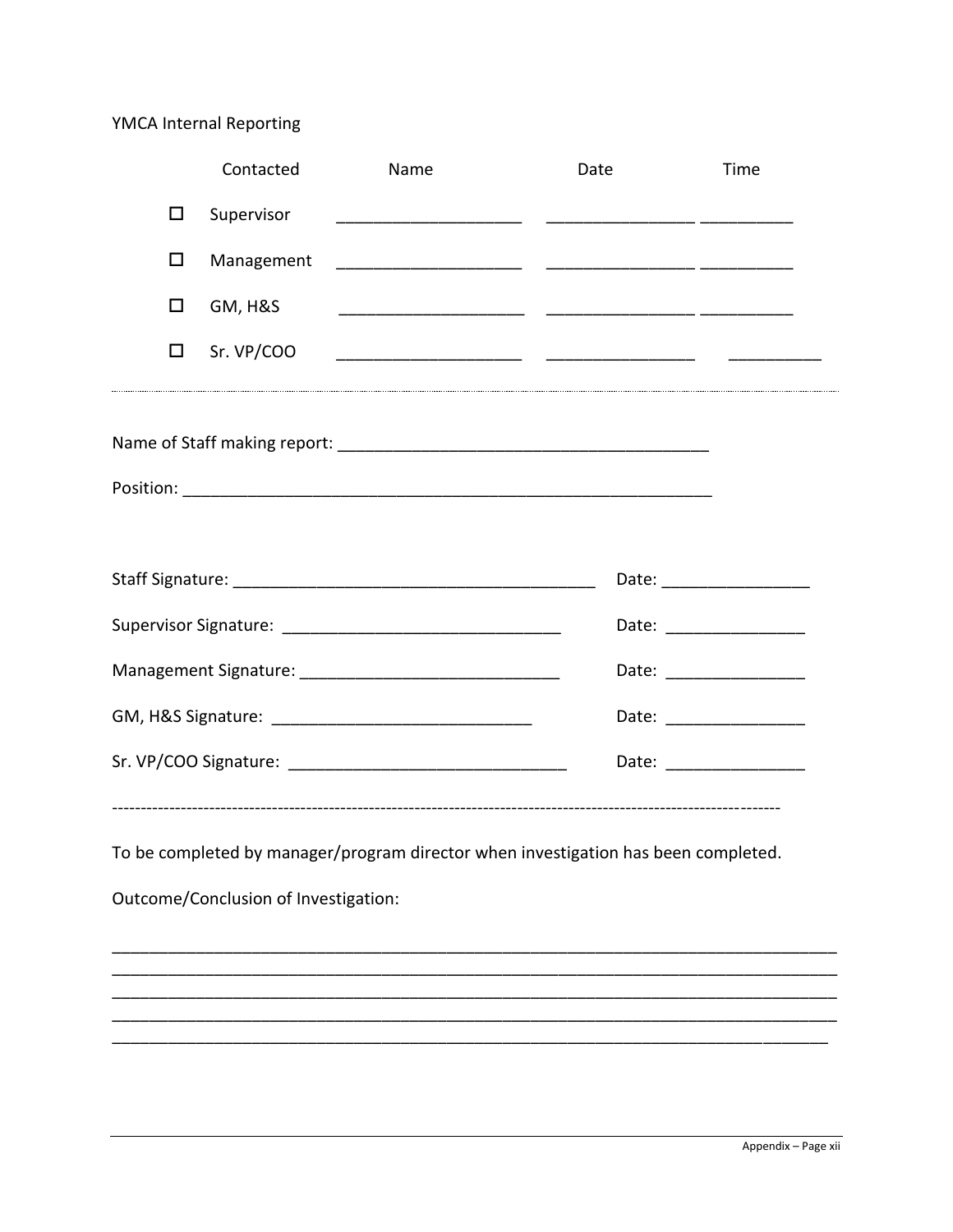YMCA Internal Reporting

| | Contacted | Name | Date | Time |
|---|---|---|---|---|
| ☐ | Supervisor | ____________________ | ________________ | __________ |
| ☐ | Management | ____________________ | ________________ | __________ |
| ☐ | GM, H&S | ____________________ | ________________ | __________ |
| ☐ | Sr. VP/COO | ____________________ | ________________ | __________ |

---

Name of Staff making report: ________________________________________

Position: __________________________________________________________

Staff Signature: ________________________________________ Date: ________________

Supervisor Signature: ______________________________ Date: _______________

Management Signature: ____________________________ Date: _______________

GM, H&S Signature: ____________________________ Date: _______________

Sr. VP/COO Signature: ______________________________ Date: _______________

---

To be completed by manager/program director when investigation has been completed.

Outcome/Conclusion of Investigation:

________________________________________________________________________________
________________________________________________________________________________
________________________________________________________________________________
________________________________________________________________________________
________________________________________________________________________________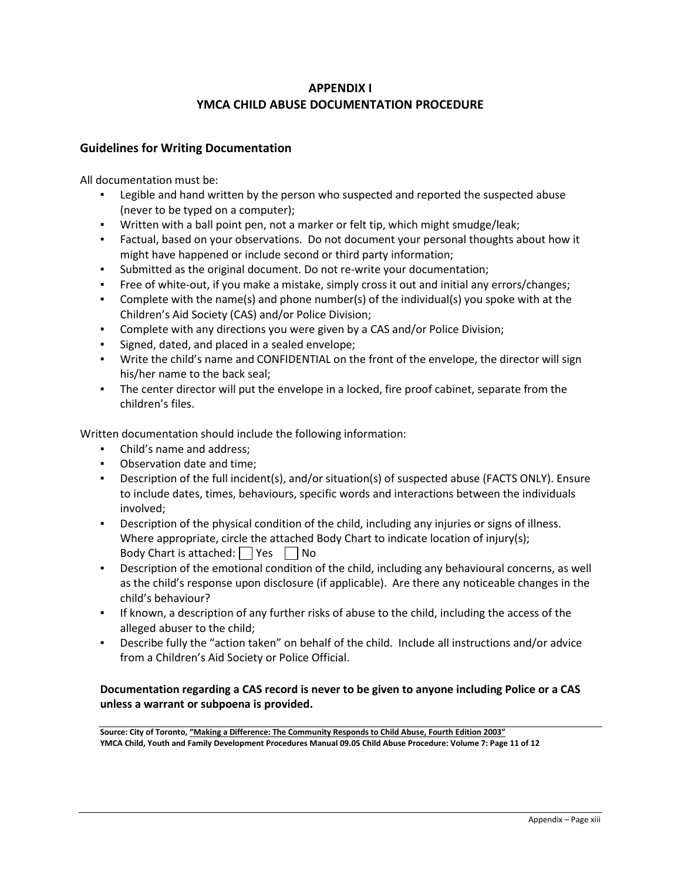# APPENDIX I
# YMCA CHILD ABUSE DOCUMENTATION PROCEDURE

## Guidelines for Writing Documentation

All documentation must be:

- Legible and hand written by the person who suspected and reported the suspected abuse (never to be typed on a computer);
- Written with a ball point pen, not a marker or felt tip, which might smudge/leak;
- Factual, based on your observations. Do not document your personal thoughts about how it might have happened or include second or third party information;
- Submitted as the original document. Do not re-write your documentation;
- Free of white-out, if you make a mistake, simply cross it out and initial any errors/changes;
- Complete with the name(s) and phone number(s) of the individual(s) you spoke with at the Children's Aid Society (CAS) and/or Police Division;
- Complete with any directions you were given by a CAS and/or Police Division;
- Signed, dated, and placed in a sealed envelope;
- Write the child's name and CONFIDENTIAL on the front of the envelope, the director will sign his/her name to the back seal;
- The center director will put the envelope in a locked, fire proof cabinet, separate from the children's files.

Written documentation should include the following information:

- Child's name and address;
- Observation date and time;
- Description of the full incident(s), and/or situation(s) of suspected abuse (FACTS ONLY). Ensure to include dates, times, behaviours, specific words and interactions between the individuals involved;
- Description of the physical condition of the child, including any injuries or signs of illness. Where appropriate, circle the attached Body Chart to indicate location of injury(s);
  Body Chart is attached: ☐ Yes ☐ No
- Description of the emotional condition of the child, including any behavioural concerns, as well as the child's response upon disclosure (if applicable). Are there any noticeable changes in the child's behaviour?
- If known, a description of any further risks of abuse to the child, including the access of the alleged abuser to the child;
- Describe fully the "action taken" on behalf of the child. Include all instructions and/or advice from a Children's Aid Society or Police Official.

**Documentation regarding a CAS record is never to be given to anyone including Police or a CAS unless a warrant or subpoena is provided.**

**Source: City of Toronto, "Making a Difference: The Community Responds to Child Abuse, Fourth Edition 2003"**
**YMCA Child, Youth and Family Development Procedures Manual 09.05 Child Abuse Procedure: Volume 7: Page 11 of 12**